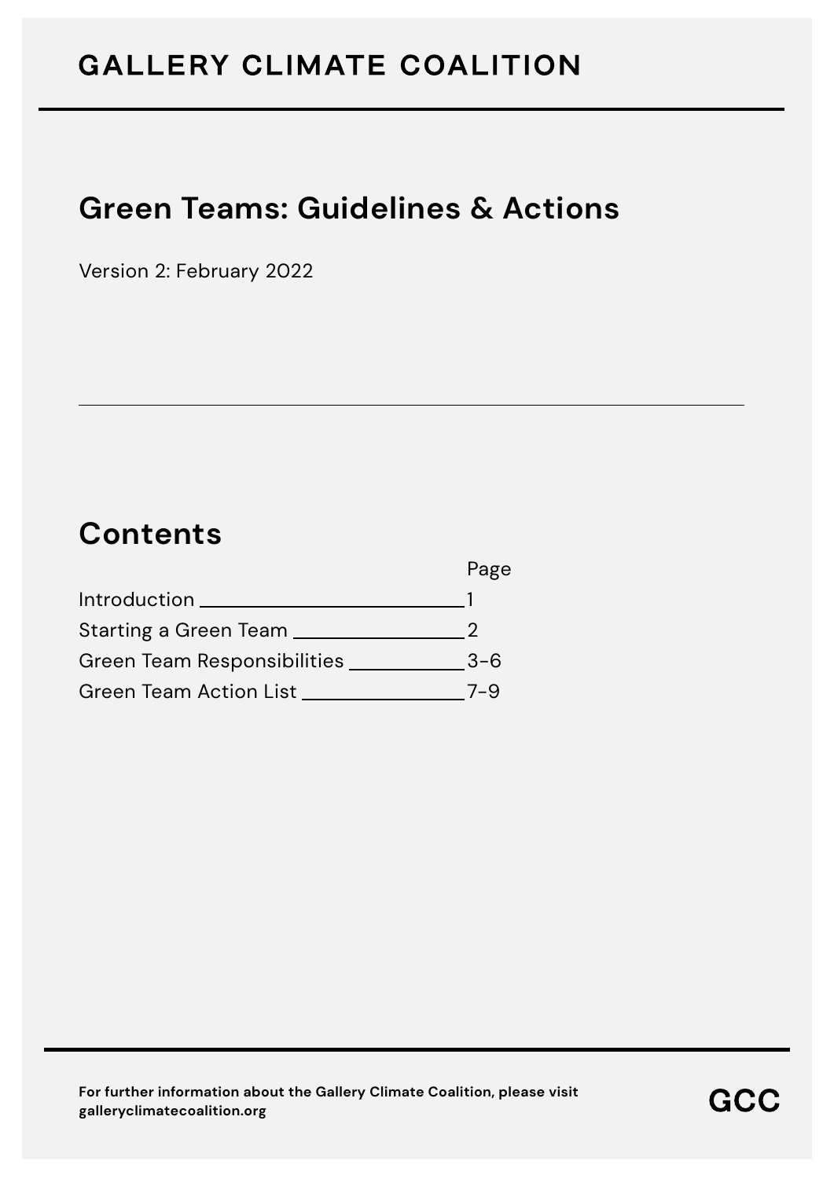# GALLERY CLIMATE COALITION

## Green Teams: Guidelines & Actions

Version 2: February 2022

---

## Contents

| | Page |
|---|---|
| Introduction | 1 |
| Starting a Green Team | 2 |
| Green Team Responsibilities | 3-6 |
| Green Team Action List | 7-9 |

**For further information about the Gallery Climate Coalition, please visit galleryclimatecoalition.org**

**GCC**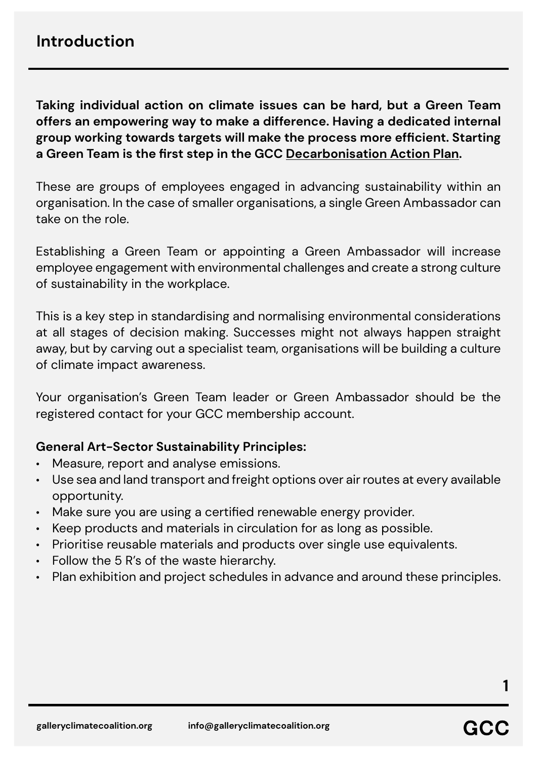## Introduction

**Taking individual action on climate issues can be hard, but a Green Team offers an empowering way to make a difference. Having a dedicated internal group working towards targets will make the process more efficient. Starting a Green Team is the first step in the GCC Decarbonisation Action Plan.**

These are groups of employees engaged in advancing sustainability within an organisation. In the case of smaller organisations, a single Green Ambassador can take on the role.

Establishing a Green Team or appointing a Green Ambassador will increase employee engagement with environmental challenges and create a strong culture of sustainability in the workplace.

This is a key step in standardising and normalising environmental considerations at all stages of decision making. Successes might not always happen straight away, but by carving out a specialist team, organisations will be building a culture of climate impact awareness.

Your organisation's Green Team leader or Green Ambassador should be the registered contact for your GCC membership account.

**General Art-Sector Sustainability Principles:**

- Measure, report and analyse emissions.
- Use sea and land transport and freight options over air routes at every available opportunity.
- Make sure you are using a certified renewable energy provider.
- Keep products and materials in circulation for as long as possible.
- Prioritise reusable materials and products over single use equivalents.
- Follow the 5 R's of the waste hierarchy.
- Plan exhibition and project schedules in advance and around these principles.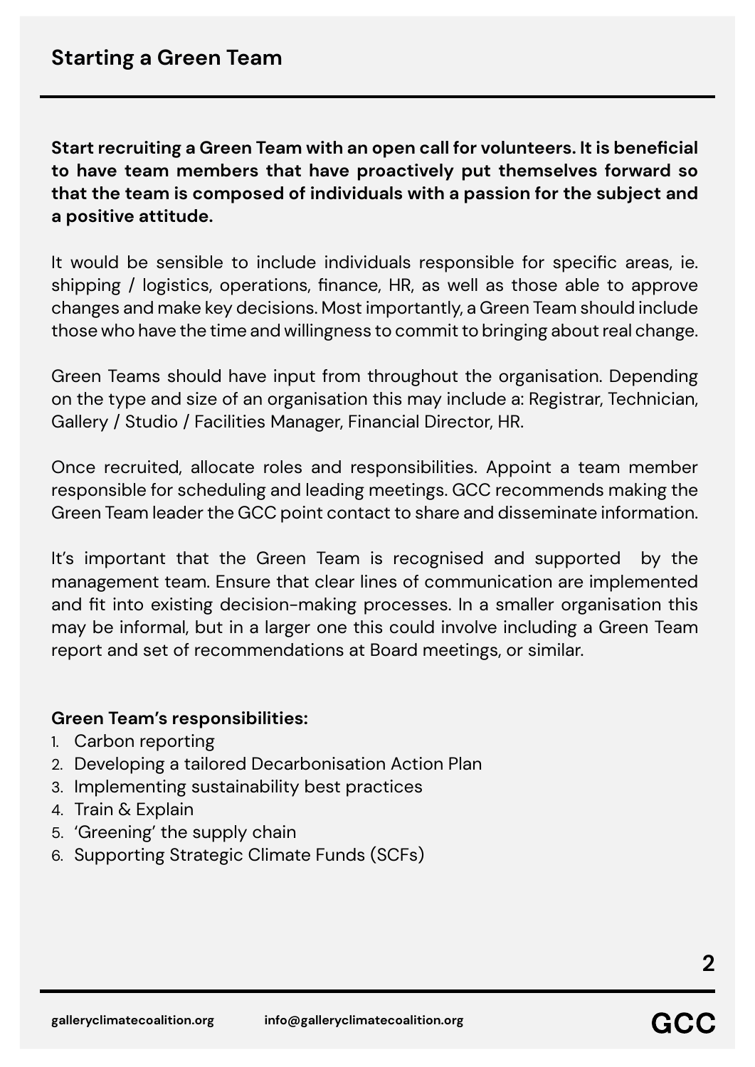## Starting a Green Team

**Start recruiting a Green Team with an open call for volunteers. It is beneficial to have team members that have proactively put themselves forward so that the team is composed of individuals with a passion for the subject and a positive attitude.**

It would be sensible to include individuals responsible for specific areas, ie. shipping / logistics, operations, finance, HR, as well as those able to approve changes and make key decisions. Most importantly, a Green Team should include those who have the time and willingness to commit to bringing about real change.

Green Teams should have input from throughout the organisation. Depending on the type and size of an organisation this may include a: Registrar, Technician, Gallery / Studio / Facilities Manager, Financial Director, HR.

Once recruited, allocate roles and responsibilities. Appoint a team member responsible for scheduling and leading meetings. GCC recommends making the Green Team leader the GCC point contact to share and disseminate information.

It's important that the Green Team is recognised and supported by the management team. Ensure that clear lines of communication are implemented and fit into existing decision-making processes. In a smaller organisation this may be informal, but in a larger one this could involve including a Green Team report and set of recommendations at Board meetings, or similar.

**Green Team's responsibilities:**

1. Carbon reporting
2. Developing a tailored Decarbonisation Action Plan
3. Implementing sustainability best practices
4. Train & Explain
5. 'Greening' the supply chain
6. Supporting Strategic Climate Funds (SCFs)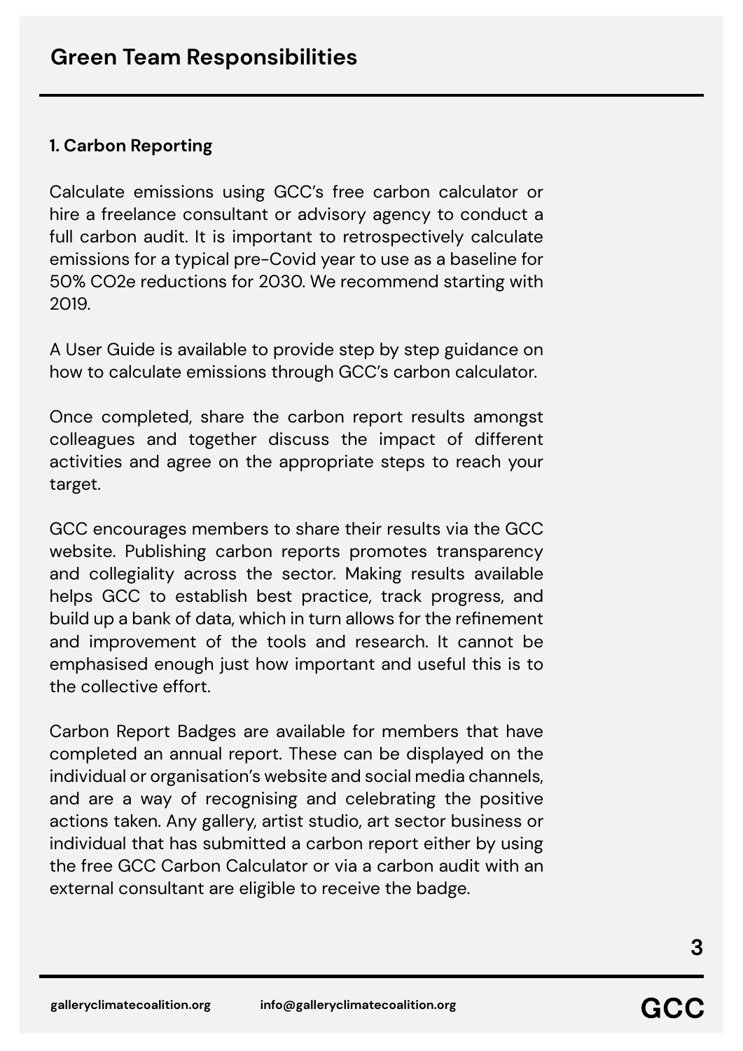## Green Team Responsibilities

### 1. Carbon Reporting

Calculate emissions using GCC's free carbon calculator or hire a freelance consultant or advisory agency to conduct a full carbon audit. It is important to retrospectively calculate emissions for a typical pre-Covid year to use as a baseline for 50% $CO_2e$ reductions for 2030. We recommend starting with 2019.

A User Guide is available to provide step by step guidance on how to calculate emissions through GCC's carbon calculator.

Once completed, share the carbon report results amongst colleagues and together discuss the impact of different activities and agree on the appropriate steps to reach your target.

GCC encourages members to share their results via the GCC website. Publishing carbon reports promotes transparency and collegiality across the sector. Making results available helps GCC to establish best practice, track progress, and build up a bank of data, which in turn allows for the refinement and improvement of the tools and research. It cannot be emphasised enough just how important and useful this is to the collective effort.

Carbon Report Badges are available for members that have completed an annual report. These can be displayed on the individual or organisation's website and social media channels, and are a way of recognising and celebrating the positive actions taken. Any gallery, artist studio, art sector business or individual that has submitted a carbon report either by using the free GCC Carbon Calculator or via a carbon audit with an external consultant are eligible to receive the badge.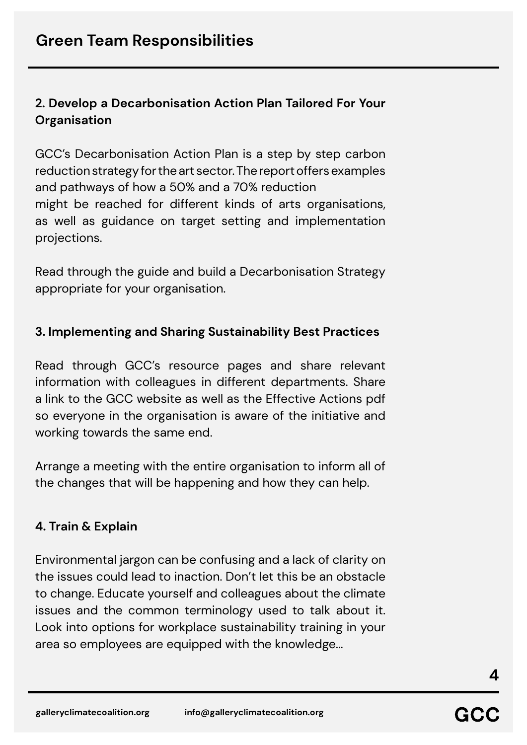## Green Team Responsibilities

### 2. Develop a Decarbonisation Action Plan Tailored For Your Organisation

GCC's Decarbonisation Action Plan is a step by step carbon reduction strategy for the art sector. The report offers examples and pathways of how a 50% and a 70% reduction might be reached for different kinds of arts organisations, as well as guidance on target setting and implementation projections.

Read through the guide and build a Decarbonisation Strategy appropriate for your organisation.

### 3. Implementing and Sharing Sustainability Best Practices

Read through GCC's resource pages and share relevant information with colleagues in different departments. Share a link to the GCC website as well as the Effective Actions pdf so everyone in the organisation is aware of the initiative and working towards the same end.

Arrange a meeting with the entire organisation to inform all of the changes that will be happening and how they can help.

### 4. Train & Explain

Environmental jargon can be confusing and a lack of clarity on the issues could lead to inaction. Don't let this be an obstacle to change. Educate yourself and colleagues about the climate issues and the common terminology used to talk about it. Look into options for workplace sustainability training in your area so employees are equipped with the knowledge...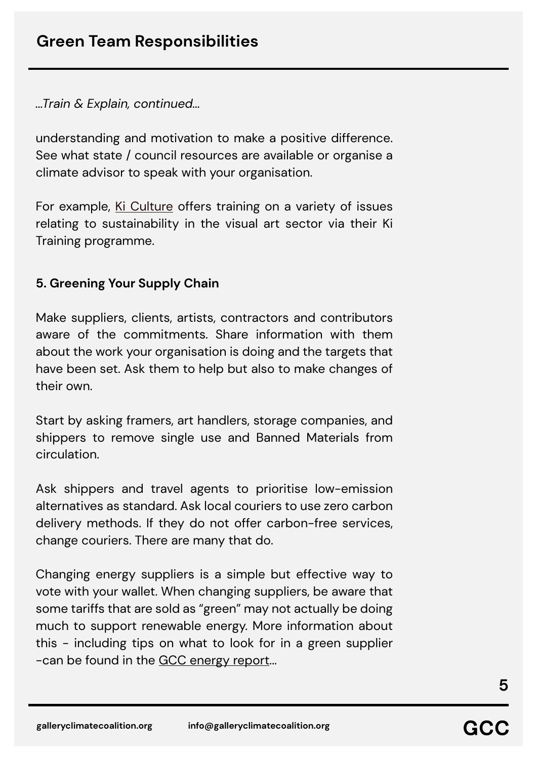## Green Team Responsibilities

*...Train & Explain, continued...*

understanding and motivation to make a positive difference. See what state / council resources are available or organise a climate advisor to speak with your organisation.

For example, Ki Culture offers training on a variety of issues relating to sustainability in the visual art sector via their Ki Training programme.

**5. Greening Your Supply Chain**

Make suppliers, clients, artists, contractors and contributors aware of the commitments. Share information with them about the work your organisation is doing and the targets that have been set. Ask them to help but also to make changes of their own.

Start by asking framers, art handlers, storage companies, and shippers to remove single use and Banned Materials from circulation.

Ask shippers and travel agents to prioritise low-emission alternatives as standard. Ask local couriers to use zero carbon delivery methods. If they do not offer carbon-free services, change couriers. There are many that do.

Changing energy suppliers is a simple but effective way to vote with your wallet. When changing suppliers, be aware that some tariffs that are sold as "green" may not actually be doing much to support renewable energy. More information about this - including tips on what to look for in a green supplier -can be found in the GCC energy report...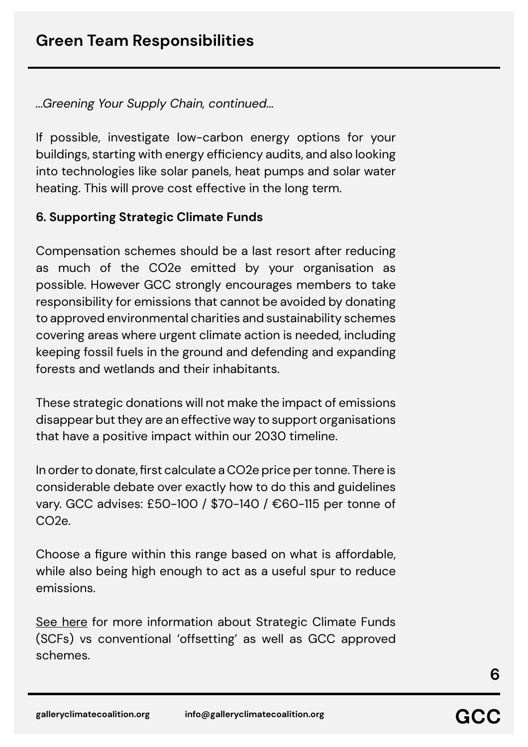## Green Team Responsibilities

*...Greening Your Supply Chain, continued...*

If possible, investigate low-carbon energy options for your buildings, starting with energy efficiency audits, and also looking into technologies like solar panels, heat pumps and solar water heating. This will prove cost effective in the long term.

**6. Supporting Strategic Climate Funds**

Compensation schemes should be a last resort after reducing as much of the CO2e emitted by your organisation as possible. However GCC strongly encourages members to take responsibility for emissions that cannot be avoided by donating to approved environmental charities and sustainability schemes covering areas where urgent climate action is needed, including keeping fossil fuels in the ground and defending and expanding forests and wetlands and their inhabitants.

These strategic donations will not make the impact of emissions disappear but they are an effective way to support organisations that have a positive impact within our 2030 timeline.

In order to donate, first calculate a CO2e price per tonne. There is considerable debate over exactly how to do this and guidelines vary. GCC advises: £50-100 / $70-140 / €60-115 per tonne of CO2e.

Choose a figure within this range based on what is affordable, while also being high enough to act as a useful spur to reduce emissions.

See here for more information about Strategic Climate Funds (SCFs) vs conventional 'offsetting' as well as GCC approved schemes.

galleryclimatecoalition.org info@galleryclimatecoalition.org GCC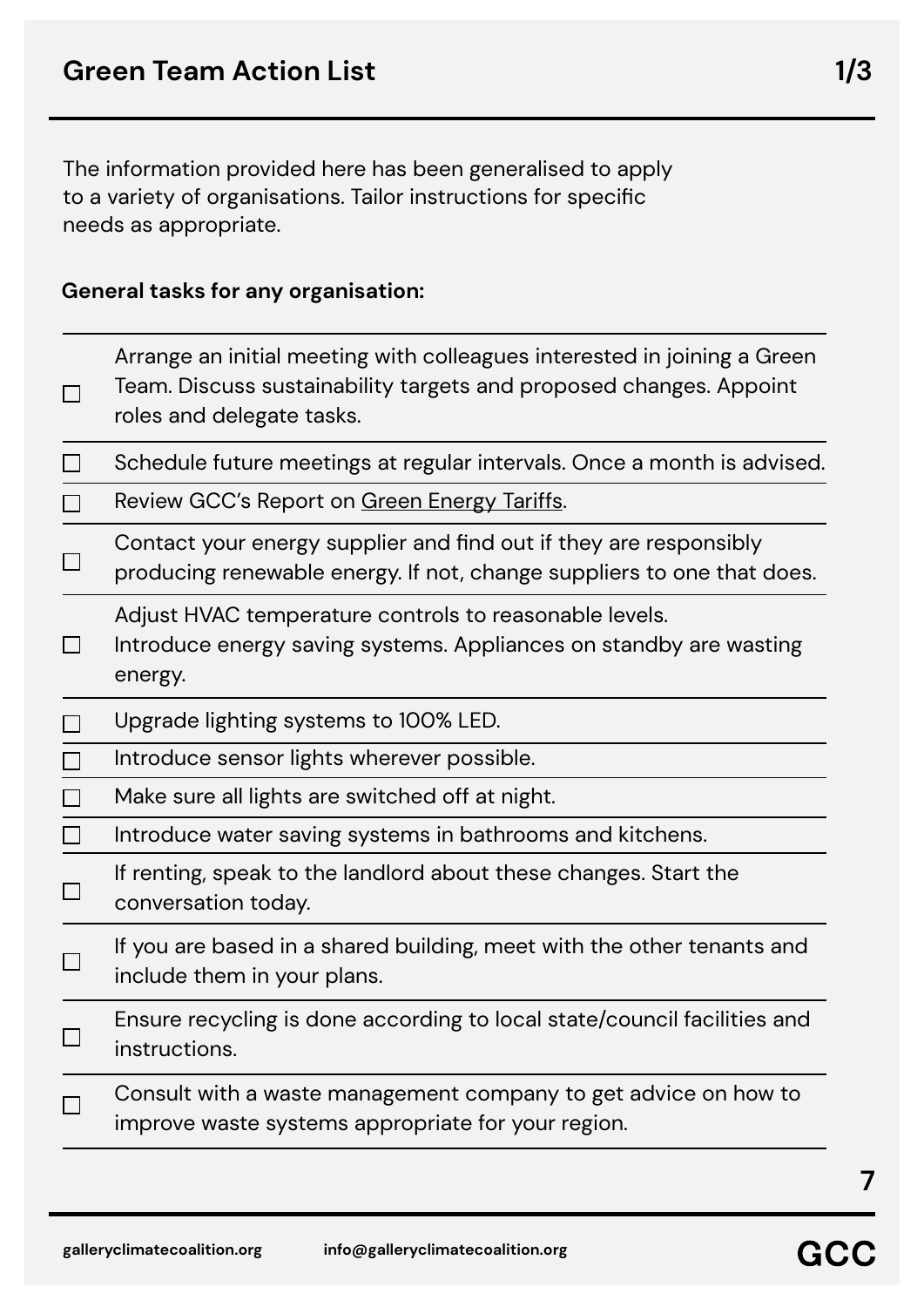# Green Team Action List

The information provided here has been generalised to apply to a variety of organisations. Tailor instructions for specific needs as appropriate.

**General tasks for any organisation:**

- [ ] Arrange an initial meeting with colleagues interested in joining a Green Team. Discuss sustainability targets and proposed changes. Appoint roles and delegate tasks.
- [ ] Schedule future meetings at regular intervals. Once a month is advised.
- [ ] Review GCC's Report on Green Energy Tariffs.
- [ ] Contact your energy supplier and find out if they are responsibly producing renewable energy. If not, change suppliers to one that does.
- [ ] Adjust HVAC temperature controls to reasonable levels. Introduce energy saving systems. Appliances on standby are wasting energy.
- [ ] Upgrade lighting systems to 100% LED.
- [ ] Introduce sensor lights wherever possible.
- [ ] Make sure all lights are switched off at night.
- [ ] Introduce water saving systems in bathrooms and kitchens.
- [ ] If renting, speak to the landlord about these changes. Start the conversation today.
- [ ] If you are based in a shared building, meet with the other tenants and include them in your plans.
- [ ] Ensure recycling is done according to local state/council facilities and instructions.
- [ ] Consult with a waste management company to get advice on how to improve waste systems appropriate for your region.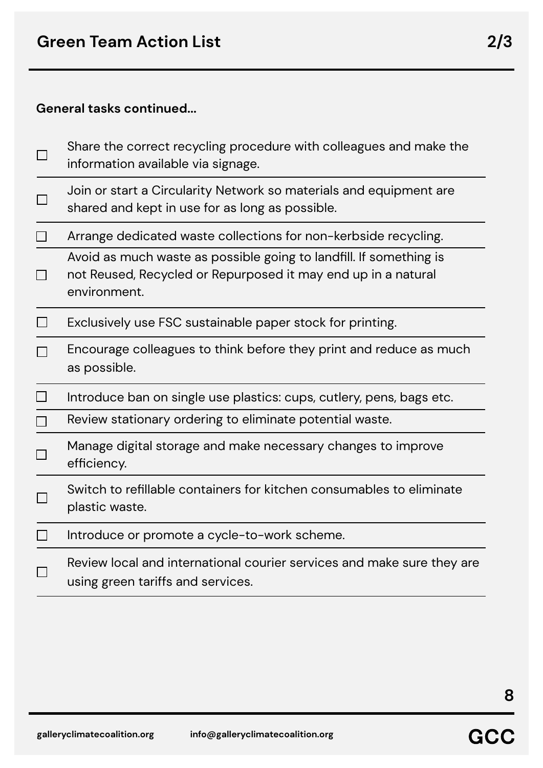## Green Team Action List

**General tasks continued...**

- [ ] Share the correct recycling procedure with colleagues and make the information available via signage.
- [ ] Join or start a Circularity Network so materials and equipment are shared and kept in use for as long as possible.
- [ ] Arrange dedicated waste collections for non-kerbside recycling.
- [ ] Avoid as much waste as possible going to landfill. If something is not Reused, Recycled or Repurposed it may end up in a natural environment.
- [ ] Exclusively use FSC sustainable paper stock for printing.
- [ ] Encourage colleagues to think before they print and reduce as much as possible.
- [ ] Introduce ban on single use plastics: cups, cutlery, pens, bags etc.
- [ ] Review stationary ordering to eliminate potential waste.
- [ ] Manage digital storage and make necessary changes to improve efficiency.
- [ ] Switch to refillable containers for kitchen consumables to eliminate plastic waste.
- [ ] Introduce or promote a cycle-to-work scheme.
- [ ] Review local and international courier services and make sure they are using green tariffs and services.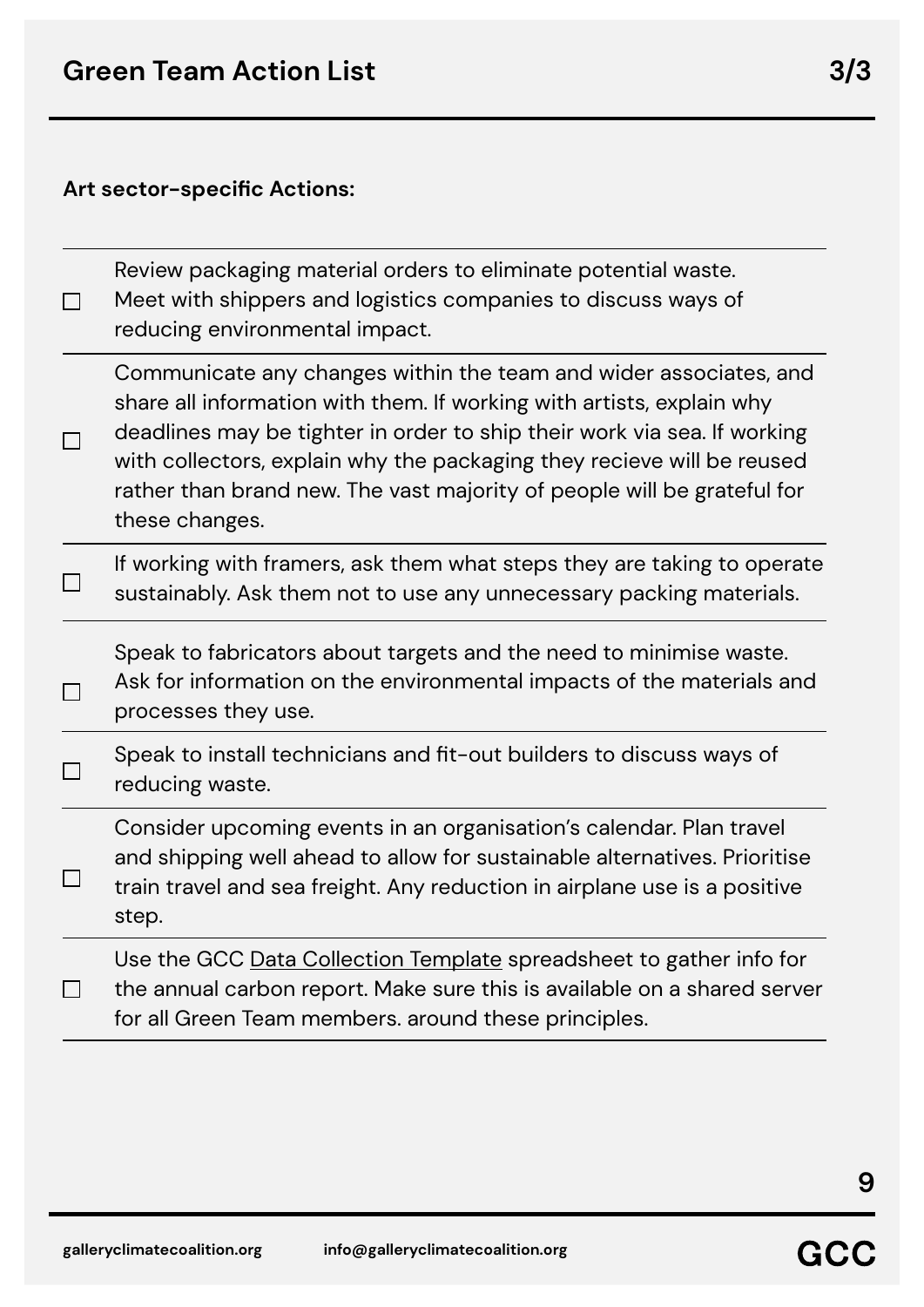## Green Team Action List

**Art sector-specific Actions:**

- [ ] Review packaging material orders to eliminate potential waste. Meet with shippers and logistics companies to discuss ways of reducing environmental impact.
- [ ] Communicate any changes within the team and wider associates, and share all information with them. If working with artists, explain why deadlines may be tighter in order to ship their work via sea. If working with collectors, explain why the packaging they recieve will be reused rather than brand new. The vast majority of people will be grateful for these changes.
- [ ] If working with framers, ask them what steps they are taking to operate sustainably. Ask them not to use any unnecessary packing materials.
- [ ] Speak to fabricators about targets and the need to minimise waste. Ask for information on the environmental impacts of the materials and processes they use.
- [ ] Speak to install technicians and fit-out builders to discuss ways of reducing waste.
- [ ] Consider upcoming events in an organisation's calendar. Plan travel and shipping well ahead to allow for sustainable alternatives. Prioritise train travel and sea freight. Any reduction in airplane use is a positive step.
- [ ] Use the GCC Data Collection Template spreadsheet to gather info for the annual carbon report. Make sure this is available on a shared server for all Green Team members. around these principles.